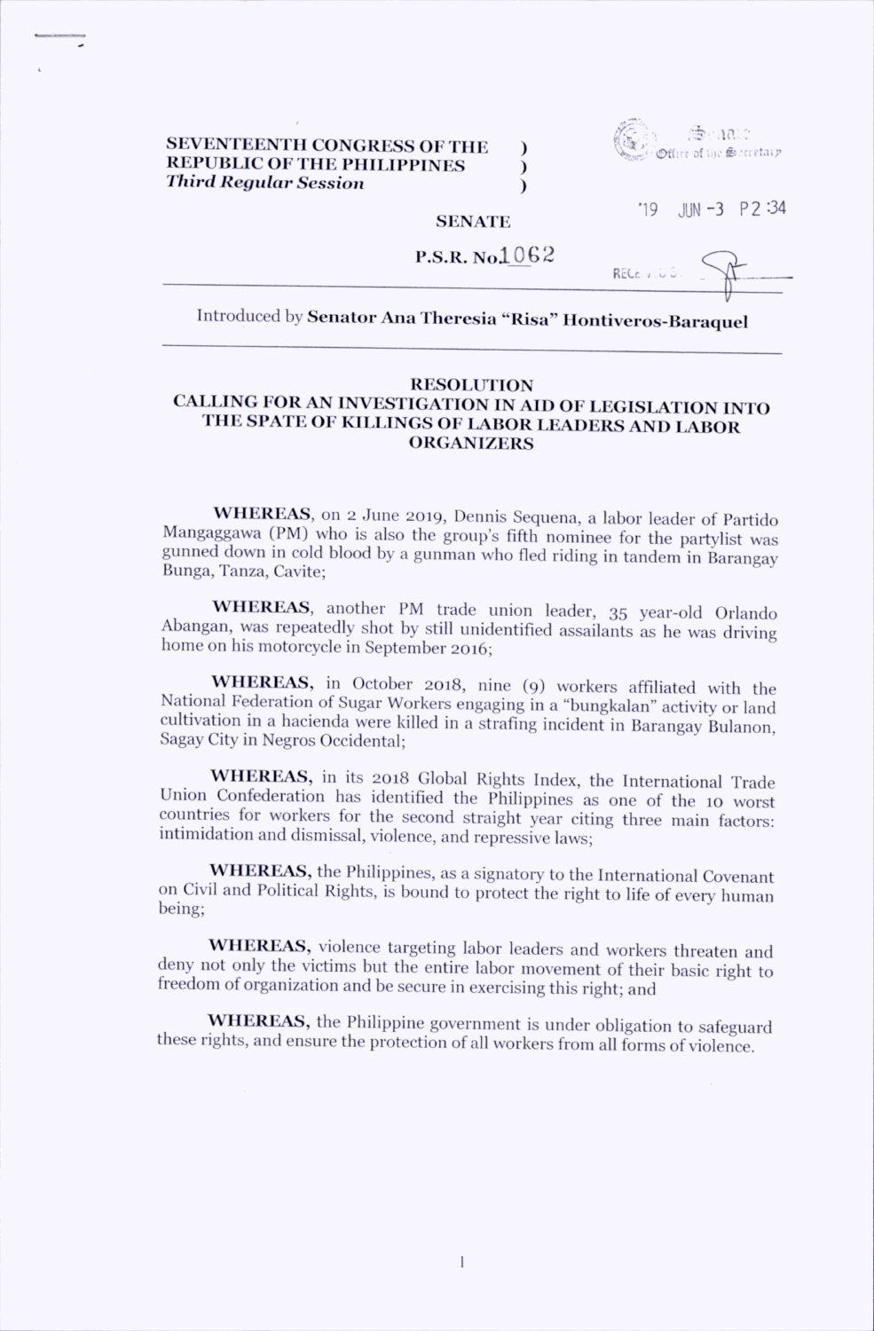SEVENTEENTH CONGRESS OF THE REPUBLIC OF THE PHILIPPINES )
*Third Regular Session* )

'19 JUN -3 P2:34

**SENATE**

**P.S.R. No.1062**

Introduced by **Senator Ana Theresia "Risa" Hontiveros-Baraquel**

---

# RESOLUTION

## CALLING FOR AN INVESTIGATION IN AID OF LEGISLATION INTO THE SPATE OF KILLINGS OF LABOR LEADERS AND LABOR ORGANIZERS

**WHEREAS**, on 2 June 2019, Dennis Sequena, a labor leader of Partido Mangaggawa (PM) who is also the group's fifth nominee for the partylist was gunned down in cold blood by a gunman who fled riding in tandem in Barangay Bunga, Tanza, Cavite;

**WHEREAS**, another PM trade union leader, 35 year-old Orlando Abangan, was repeatedly shot by still unidentified assailants as he was driving home on his motorcycle in September 2016;

**WHEREAS,** in October 2018, nine (9) workers affiliated with the National Federation of Sugar Workers engaging in a "bungkalan" activity or land cultivation in a hacienda were killed in a strafing incident in Barangay Bulanon, Sagay City in Negros Occidental;

**WHEREAS,** in its 2018 Global Rights Index, the International Trade Union Confederation has identified the Philippines as one of the 10 worst countries for workers for the second straight year citing three main factors: intimidation and dismissal, violence, and repressive laws;

**WHEREAS,** the Philippines, as a signatory to the International Covenant on Civil and Political Rights, is bound to protect the right to life of every human being;

**WHEREAS,** violence targeting labor leaders and workers threaten and deny not only the victims but the entire labor movement of their basic right to freedom of organization and be secure in exercising this right; and

**WHEREAS,** the Philippine government is under obligation to safeguard these rights, and ensure the protection of all workers from all forms of violence.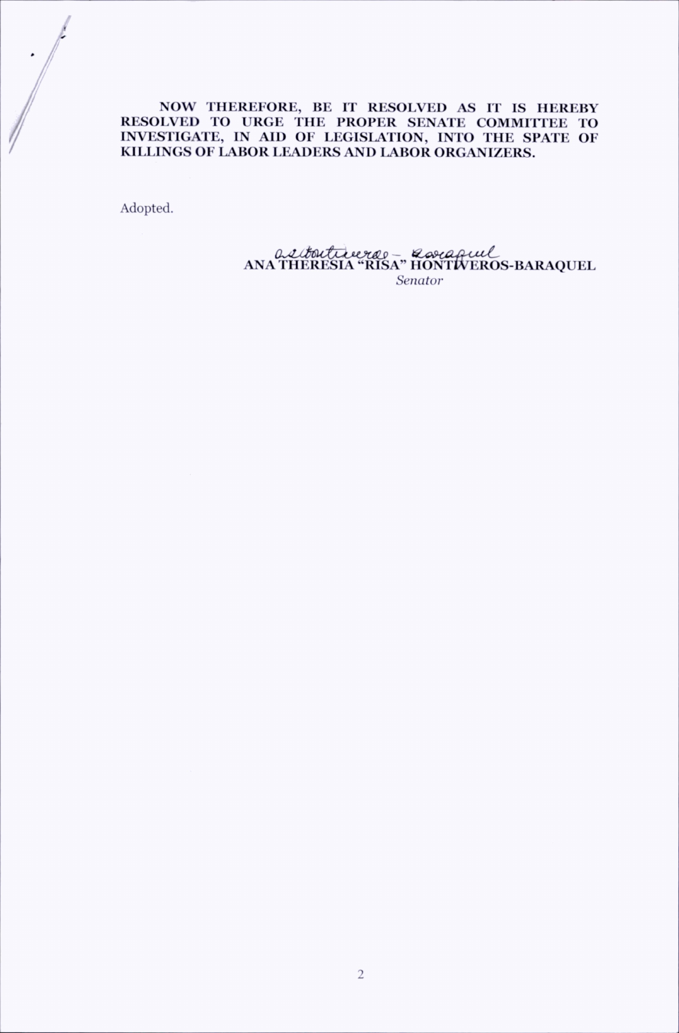**NOW THEREFORE, BE IT RESOLVED AS IT IS HEREBY RESOLVED TO URGE THE PROPER SENATE COMMITTEE TO INVESTIGATE, IN AID OF LEGISLATION, INTO THE SPATE OF KILLINGS OF LABOR LEADERS AND LABOR ORGANIZERS.**

Adopted.

**ANA THERESIA "RISA" HONTIVEROS-BARAQUEL**
*Senator*